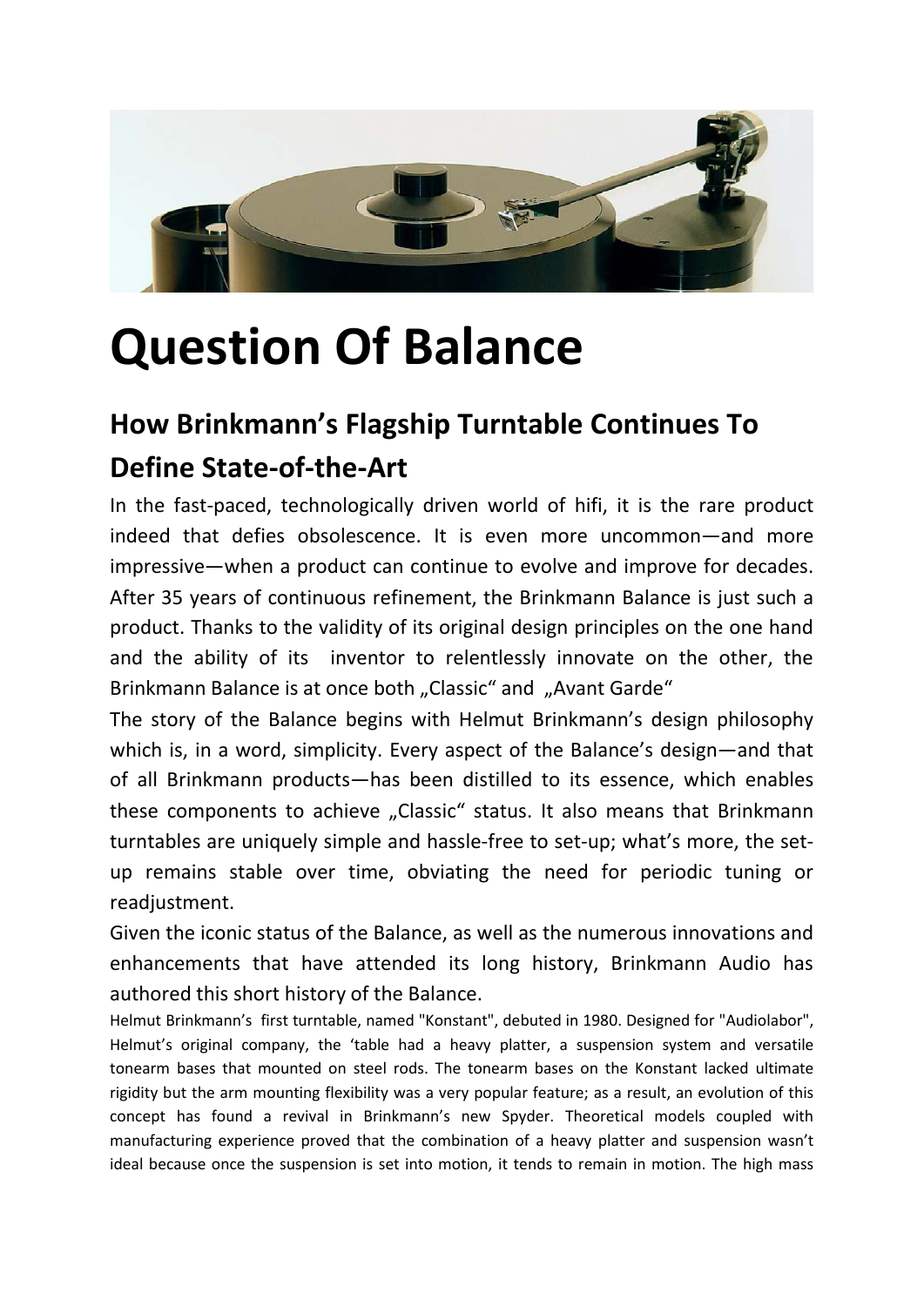# Question Of Balance

## How Brinkmann's Flagship Turntable Continues To Define State-of-the-Art

In the fast-paced, technologically driven world of hifi, it is the rare product indeed that defies obsolescence. It is even more uncommon—and more impressive—when a product can continue to evolve and improve for decades. After 35 years of continuous refinement, the Brinkmann Balance is just such a product. Thanks to the validity of its original design principles on the one hand and the ability of its inventor to relentlessly innovate on the other, the Brinkmann Balance is at once both „Classic" and „Avant Garde"

The story of the Balance begins with Helmut Brinkmann's design philosophy which is, in a word, simplicity. Every aspect of the Balance's design—and that of all Brinkmann products—has been distilled to its essence, which enables these components to achieve „Classic" status. It also means that Brinkmann turntables are uniquely simple and hassle-free to set-up; what's more, the set-up remains stable over time, obviating the need for periodic tuning or readjustment.

Given the iconic status of the Balance, as well as the numerous innovations and enhancements that have attended its long history, Brinkmann Audio has authored this short history of the Balance.

Helmut Brinkmann's first turntable, named "Konstant", debuted in 1980. Designed for "Audiolabor", Helmut's original company, the 'table had a heavy platter, a suspension system and versatile tonearm bases that mounted on steel rods. The tonearm bases on the Konstant lacked ultimate rigidity but the arm mounting flexibility was a very popular feature; as a result, an evolution of this concept has found a revival in Brinkmann's new Spyder. Theoretical models coupled with manufacturing experience proved that the combination of a heavy platter and suspension wasn't ideal because once the suspension is set into motion, it tends to remain in motion. The high mass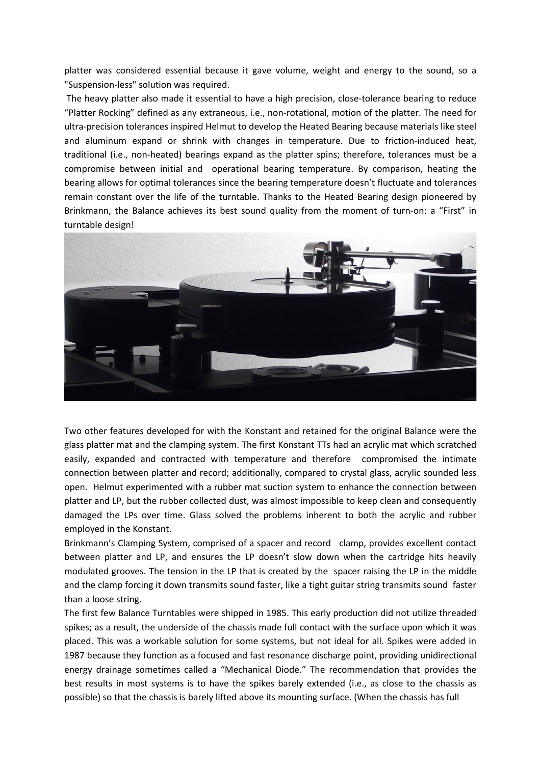platter was considered essential because it gave volume, weight and energy to the sound, so a "Suspension-less" solution was required.

The heavy platter also made it essential to have a high precision, close-tolerance bearing to reduce "Platter Rocking" defined as any extraneous, i.e., non-rotational, motion of the platter. The need for ultra-precision tolerances inspired Helmut to develop the Heated Bearing because materials like steel and aluminum expand or shrink with changes in temperature. Due to friction-induced heat, traditional (i.e., non-heated) bearings expand as the platter spins; therefore, tolerances must be a compromise between initial and operational bearing temperature. By comparison, heating the bearing allows for optimal tolerances since the bearing temperature doesn't fluctuate and tolerances remain constant over the life of the turntable. Thanks to the Heated Bearing design pioneered by Brinkmann, the Balance achieves its best sound quality from the moment of turn-on: a "First" in turntable design!

Two other features developed for with the Konstant and retained for the original Balance were the glass platter mat and the clamping system. The first Konstant TTs had an acrylic mat which scratched easily, expanded and contracted with temperature and therefore compromised the intimate connection between platter and record; additionally, compared to crystal glass, acrylic sounded less open. Helmut experimented with a rubber mat suction system to enhance the connection between platter and LP, but the rubber collected dust, was almost impossible to keep clean and consequently damaged the LPs over time. Glass solved the problems inherent to both the acrylic and rubber employed in the Konstant.

Brinkmann's Clamping System, comprised of a spacer and record clamp, provides excellent contact between platter and LP, and ensures the LP doesn't slow down when the cartridge hits heavily modulated grooves. The tension in the LP that is created by the spacer raising the LP in the middle and the clamp forcing it down transmits sound faster, like a tight guitar string transmits sound faster than a loose string.

The first few Balance Turntables were shipped in 1985. This early production did not utilize threaded spikes; as a result, the underside of the chassis made full contact with the surface upon which it was placed. This was a workable solution for some systems, but not ideal for all. Spikes were added in 1987 because they function as a focused and fast resonance discharge point, providing unidirectional energy drainage sometimes called a "Mechanical Diode." The recommendation that provides the best results in most systems is to have the spikes barely extended (i.e., as close to the chassis as possible) so that the chassis is barely lifted above its mounting surface. (When the chassis has full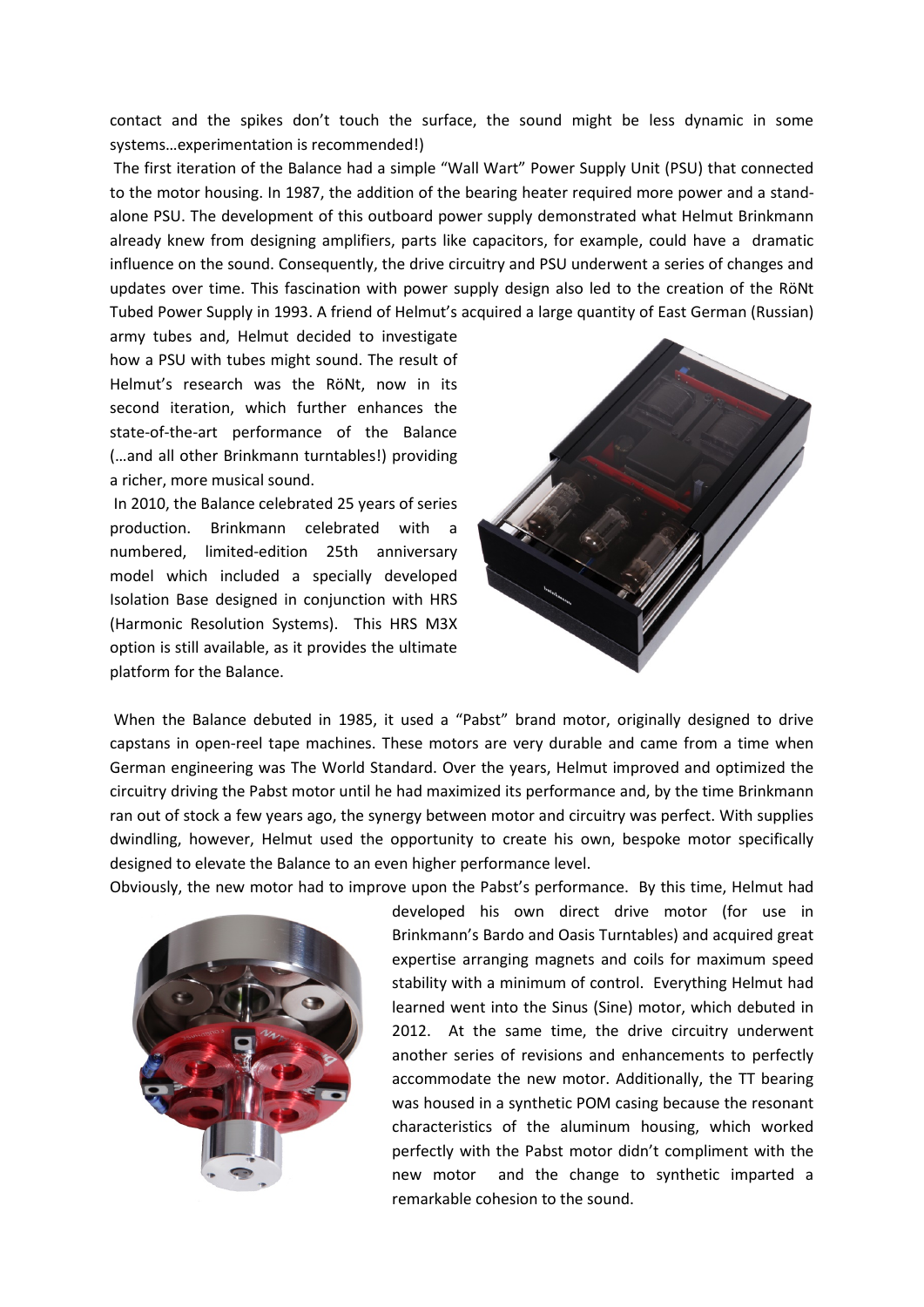contact and the spikes don't touch the surface, the sound might be less dynamic in some systems…experimentation is recommended!)

The first iteration of the Balance had a simple "Wall Wart" Power Supply Unit (PSU) that connected to the motor housing. In 1987, the addition of the bearing heater required more power and a stand-alone PSU. The development of this outboard power supply demonstrated what Helmut Brinkmann already knew from designing amplifiers, parts like capacitors, for example, could have a dramatic influence on the sound. Consequently, the drive circuitry and PSU underwent a series of changes and updates over time. This fascination with power supply design also led to the creation of the RöNt Tubed Power Supply in 1993. A friend of Helmut's acquired a large quantity of East German (Russian) army tubes and, Helmut decided to investigate how a PSU with tubes might sound. The result of Helmut's research was the RöNt, now in its second iteration, which further enhances the state-of-the-art performance of the Balance (…and all other Brinkmann turntables!) providing a richer, more musical sound.

In 2010, the Balance celebrated 25 years of series production. Brinkmann celebrated with a numbered, limited-edition 25th anniversary model which included a specially developed Isolation Base designed in conjunction with HRS (Harmonic Resolution Systems). This HRS M3X option is still available, as it provides the ultimate platform for the Balance.

When the Balance debuted in 1985, it used a "Pabst" brand motor, originally designed to drive capstans in open-reel tape machines. These motors are very durable and came from a time when German engineering was The World Standard. Over the years, Helmut improved and optimized the circuitry driving the Pabst motor until he had maximized its performance and, by the time Brinkmann ran out of stock a few years ago, the synergy between motor and circuitry was perfect. With supplies dwindling, however, Helmut used the opportunity to create his own, bespoke motor specifically designed to elevate the Balance to an even higher performance level.

Obviously, the new motor had to improve upon the Pabst's performance. By this time, Helmut had developed his own direct drive motor (for use in Brinkmann's Bardo and Oasis Turntables) and acquired great expertise arranging magnets and coils for maximum speed stability with a minimum of control. Everything Helmut had learned went into the Sinus (Sine) motor, which debuted in 2012. At the same time, the drive circuitry underwent another series of revisions and enhancements to perfectly accommodate the new motor. Additionally, the TT bearing was housed in a synthetic POM casing because the resonant characteristics of the aluminum housing, which worked perfectly with the Pabst motor didn't compliment with the new motor and the change to synthetic imparted a remarkable cohesion to the sound.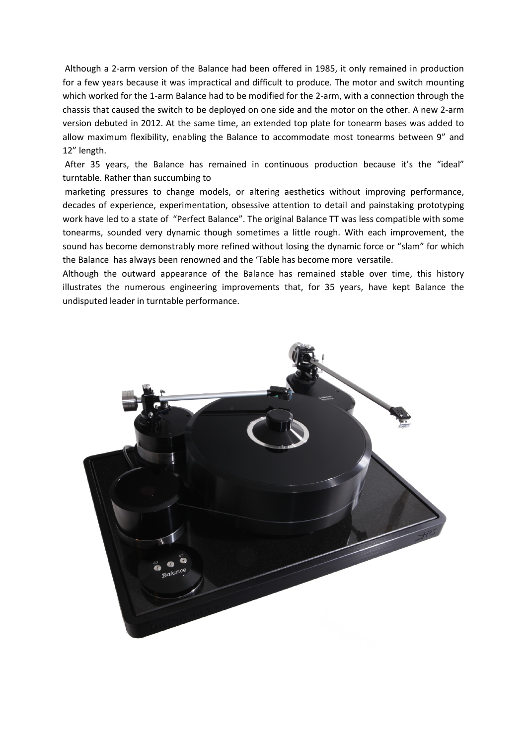Although a 2-arm version of the Balance had been offered in 1985, it only remained in production for a few years because it was impractical and difficult to produce. The motor and switch mounting which worked for the 1-arm Balance had to be modified for the 2-arm, with a connection through the chassis that caused the switch to be deployed on one side and the motor on the other. A new 2-arm version debuted in 2012. At the same time, an extended top plate for tonearm bases was added to allow maximum flexibility, enabling the Balance to accommodate most tonearms between 9" and 12" length.

After 35 years, the Balance has remained in continuous production because it's the "ideal" turntable. Rather than succumbing to marketing pressures to change models, or altering aesthetics without improving performance, decades of experience, experimentation, obsessive attention to detail and painstaking prototyping work have led to a state of "Perfect Balance". The original Balance TT was less compatible with some tonearms, sounded very dynamic though sometimes a little rough. With each improvement, the sound has become demonstrably more refined without losing the dynamic force or "slam" for which the Balance has always been renowned and the 'Table has become more versatile.

Although the outward appearance of the Balance has remained stable over time, this history illustrates the numerous engineering improvements that, for 35 years, have kept Balance the undisputed leader in turntable performance.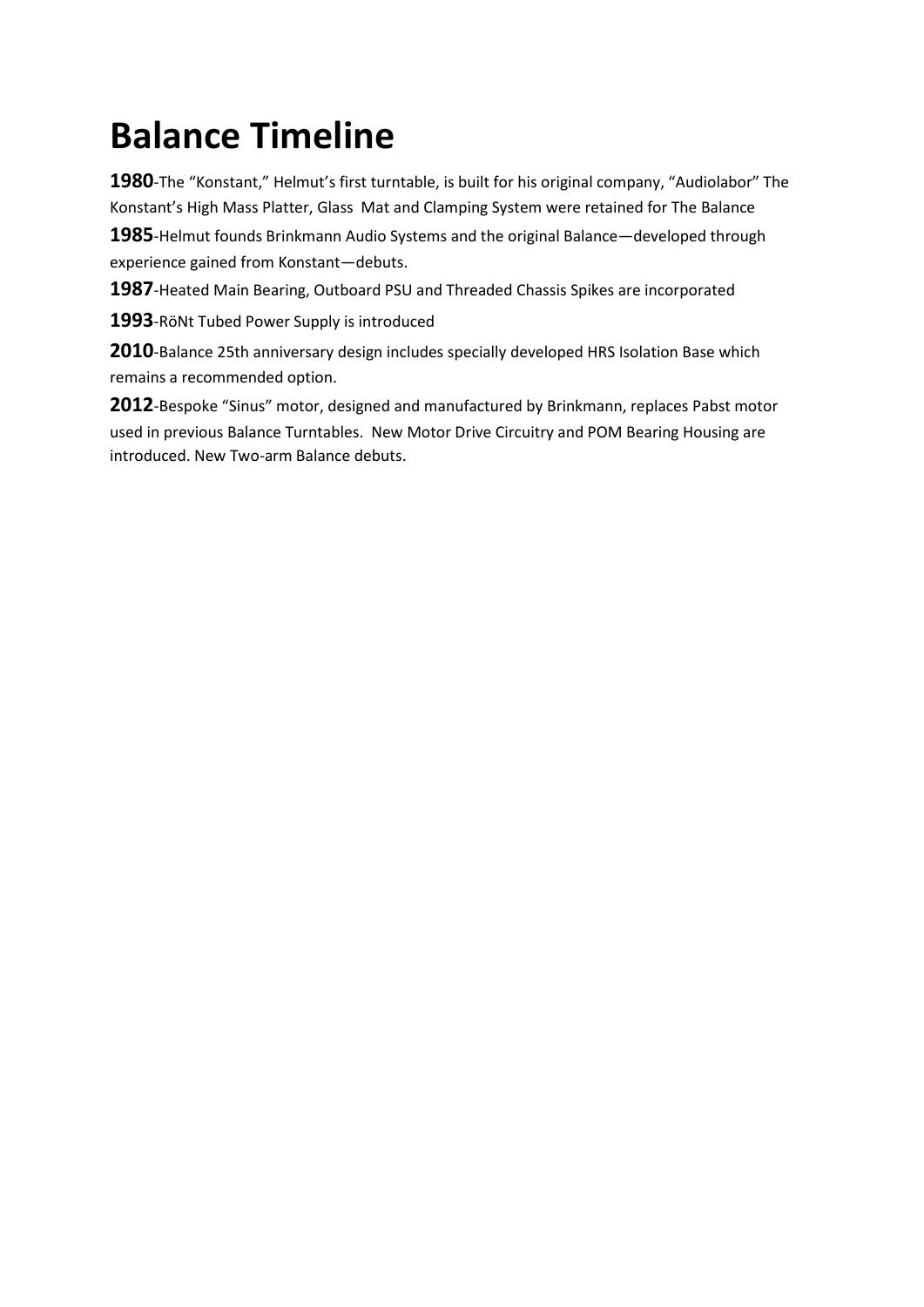# Balance Timeline

**1980**-The "Konstant," Helmut's first turntable, is built for his original company, "Audiolabor" The Konstant's High Mass Platter, Glass Mat and Clamping System were retained for The Balance

**1985**-Helmut founds Brinkmann Audio Systems and the original Balance—developed through experience gained from Konstant—debuts.

**1987**-Heated Main Bearing, Outboard PSU and Threaded Chassis Spikes are incorporated

**1993**-RöNt Tubed Power Supply is introduced

**2010**-Balance 25th anniversary design includes specially developed HRS Isolation Base which remains a recommended option.

**2012**-Bespoke "Sinus" motor, designed and manufactured by Brinkmann, replaces Pabst motor used in previous Balance Turntables. New Motor Drive Circuitry and POM Bearing Housing are introduced. New Two-arm Balance debuts.